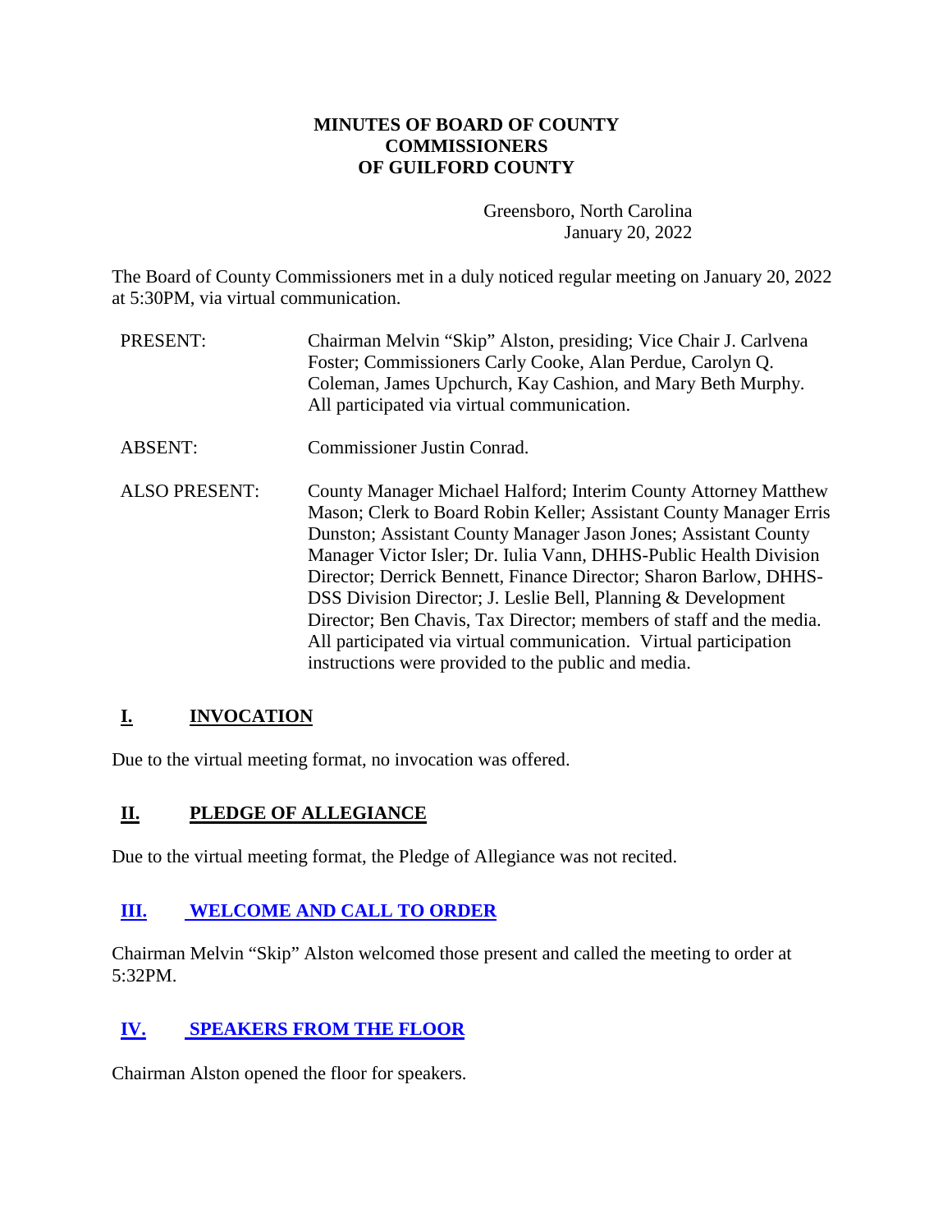# MINUTES OF BOARD OF COUNTY COMMISSIONERS OF GUILFORD COUNTY

Greensboro, North Carolina
January 20, 2022

The Board of County Commissioners met in a duly noticed regular meeting on January 20, 2022 at 5:30PM, via virtual communication.

| | |
|---|---|
| PRESENT: | Chairman Melvin "Skip" Alston, presiding; Vice Chair J. Carlvena Foster; Commissioners Carly Cooke, Alan Perdue, Carolyn Q. Coleman, James Upchurch, Kay Cashion, and Mary Beth Murphy. All participated via virtual communication. |
| ABSENT: | Commissioner Justin Conrad. |
| ALSO PRESENT: | County Manager Michael Halford; Interim County Attorney Matthew Mason; Clerk to Board Robin Keller; Assistant County Manager Erris Dunston; Assistant County Manager Jason Jones; Assistant County Manager Victor Isler; Dr. Iulia Vann, DHHS-Public Health Division Director; Derrick Bennett, Finance Director; Sharon Barlow, DHHS-DSS Division Director; J. Leslie Bell, Planning & Development Director; Ben Chavis, Tax Director; members of staff and the media. All participated via virtual communication. Virtual participation instructions were provided to the public and media. |

## I. INVOCATION

Due to the virtual meeting format, no invocation was offered.

## II. PLEDGE OF ALLEGIANCE

Due to the virtual meeting format, the Pledge of Allegiance was not recited.

## III. WELCOME AND CALL TO ORDER

Chairman Melvin "Skip" Alston welcomed those present and called the meeting to order at 5:32PM.

## IV. SPEAKERS FROM THE FLOOR

Chairman Alston opened the floor for speakers.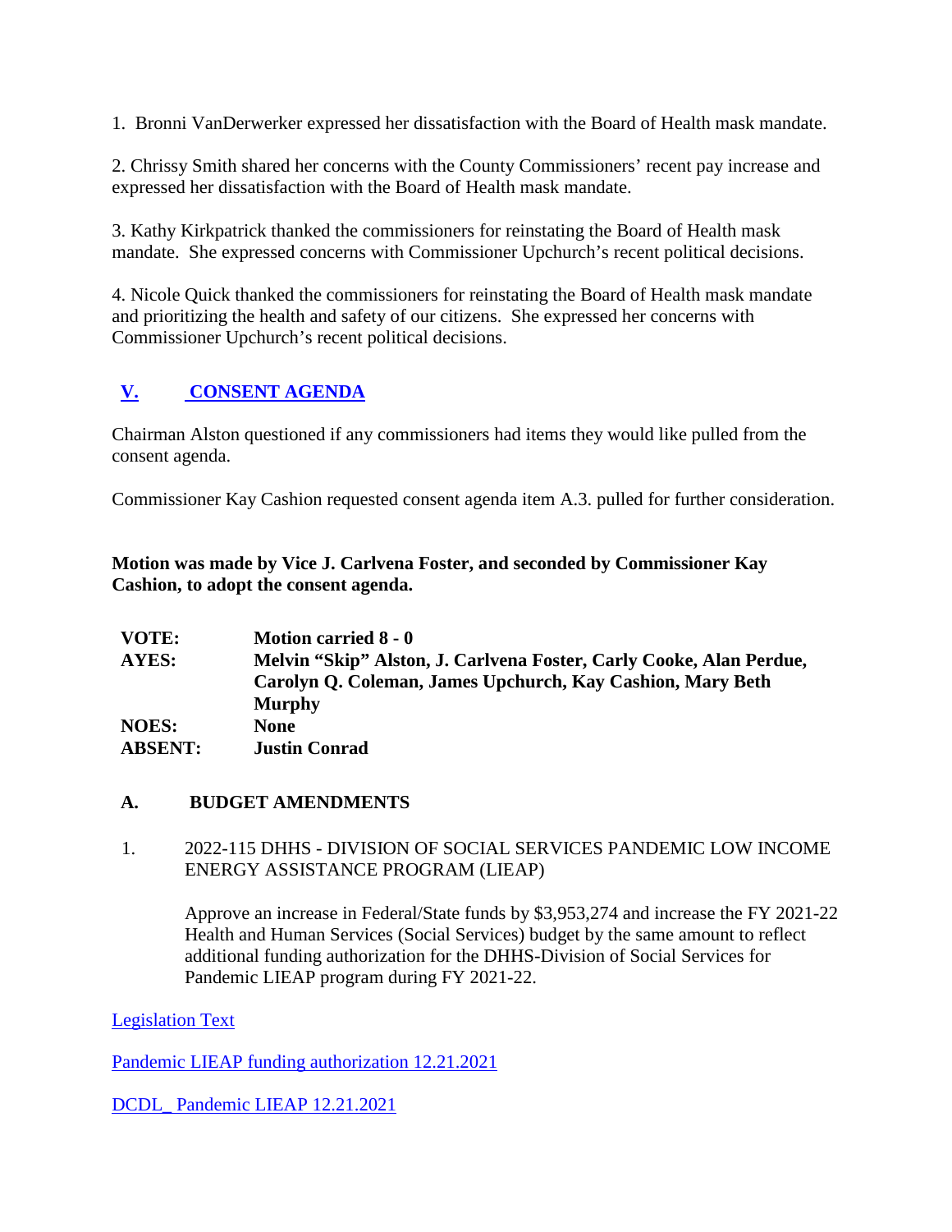1. Bronni VanDerwerker expressed her dissatisfaction with the Board of Health mask mandate.

2. Chrissy Smith shared her concerns with the County Commissioners' recent pay increase and expressed her dissatisfaction with the Board of Health mask mandate.

3. Kathy Kirkpatrick thanked the commissioners for reinstating the Board of Health mask mandate. She expressed concerns with Commissioner Upchurch's recent political decisions.

4. Nicole Quick thanked the commissioners for reinstating the Board of Health mask mandate and prioritizing the health and safety of our citizens. She expressed her concerns with Commissioner Upchurch's recent political decisions.

## V. CONSENT AGENDA

Chairman Alston questioned if any commissioners had items they would like pulled from the consent agenda.

Commissioner Kay Cashion requested consent agenda item A.3. pulled for further consideration.

**Motion was made by Vice J. Carlvena Foster, and seconded by Commissioner Kay Cashion, to adopt the consent agenda.**

| | |
|---|---|
| **VOTE:** | **Motion carried 8 - 0** |
| **AYES:** | **Melvin "Skip" Alston, J. Carlvena Foster, Carly Cooke, Alan Perdue, Carolyn Q. Coleman, James Upchurch, Kay Cashion, Mary Beth Murphy** |
| **NOES:** | **None** |
| **ABSENT:** | **Justin Conrad** |

### A. BUDGET AMENDMENTS

1. 2022-115 DHHS - DIVISION OF SOCIAL SERVICES PANDEMIC LOW INCOME ENERGY ASSISTANCE PROGRAM (LIEAP)

   Approve an increase in Federal/State funds by $3,953,274 and increase the FY 2021-22 Health and Human Services (Social Services) budget by the same amount to reflect additional funding authorization for the DHHS-Division of Social Services for Pandemic LIEAP program during FY 2021-22.

Legislation Text

Pandemic LIEAP funding authorization 12.21.2021

DCDL_ Pandemic LIEAP 12.21.2021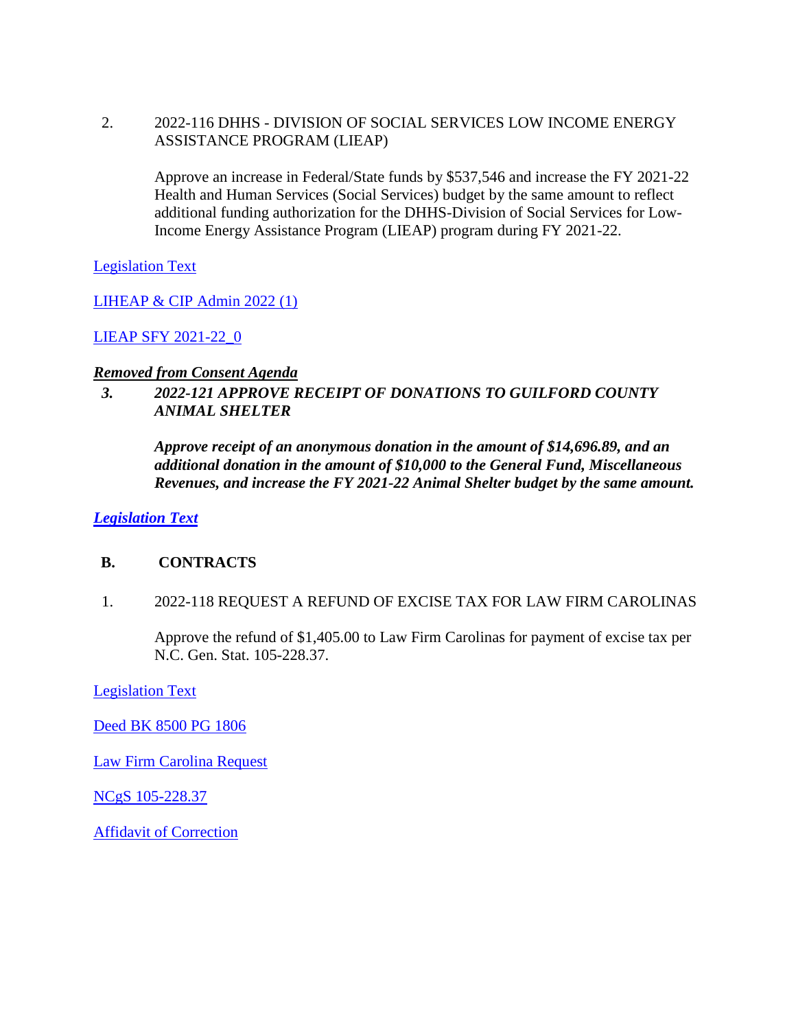2. 2022-116 DHHS - DIVISION OF SOCIAL SERVICES LOW INCOME ENERGY ASSISTANCE PROGRAM (LIEAP)

   Approve an increase in Federal/State funds by $537,546 and increase the FY 2021-22 Health and Human Services (Social Services) budget by the same amount to reflect additional funding authorization for the DHHS-Division of Social Services for Low-Income Energy Assistance Program (LIEAP) program during FY 2021-22.

Legislation Text

LIHEAP & CIP Admin 2022 (1)

LIEAP SFY 2021-22_0

***Removed from Consent Agenda***

***3. 2022-121 APPROVE RECEIPT OF DONATIONS TO GUILFORD COUNTY ANIMAL SHELTER***

***Approve receipt of an anonymous donation in the amount of $14,696.89, and an additional donation in the amount of $10,000 to the General Fund, Miscellaneous Revenues, and increase the FY 2021-22 Animal Shelter budget by the same amount.***

***Legislation Text***

## B. CONTRACTS

1. 2022-118 REQUEST A REFUND OF EXCISE TAX FOR LAW FIRM CAROLINAS

   Approve the refund of $1,405.00 to Law Firm Carolinas for payment of excise tax per N.C. Gen. Stat. 105-228.37.

Legislation Text

Deed BK 8500 PG 1806

Law Firm Carolina Request

NCgS 105-228.37

Affidavit of Correction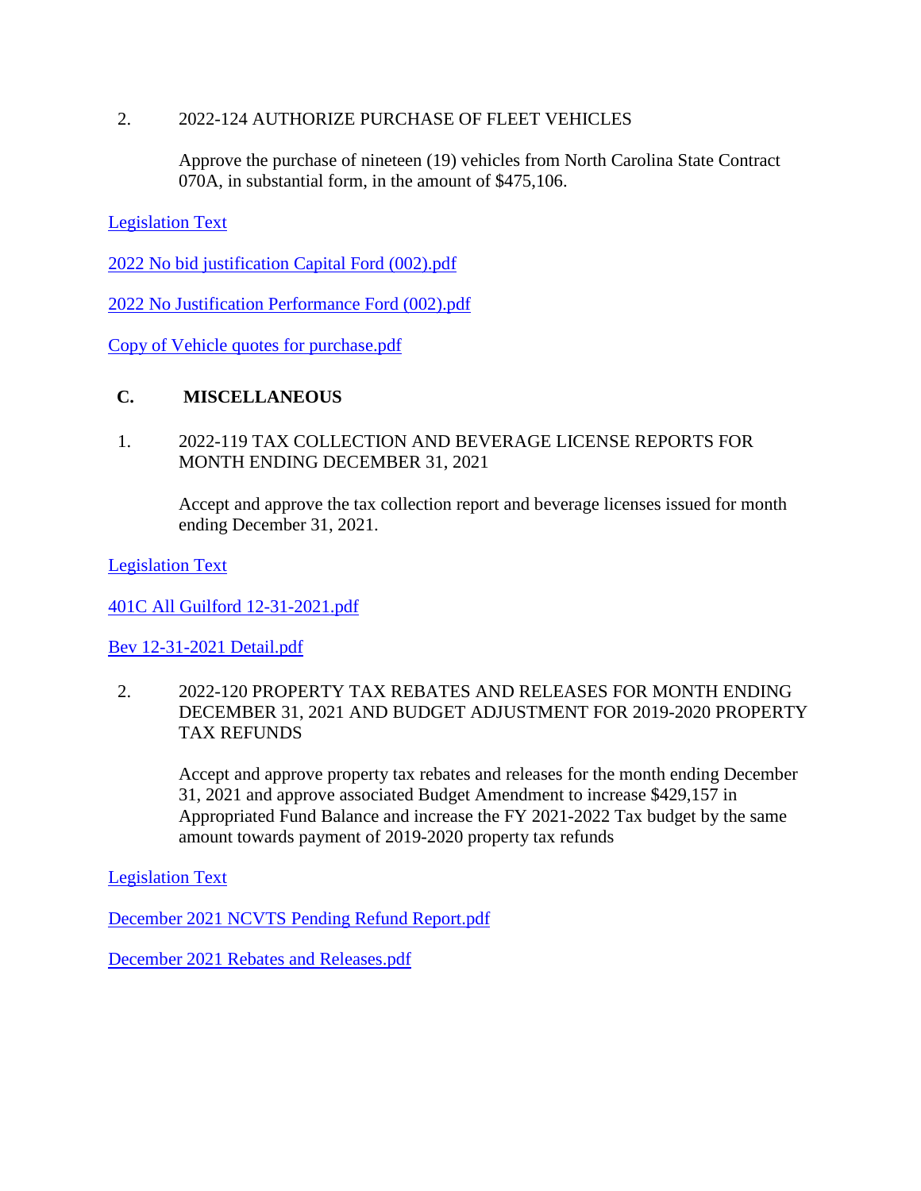2. 2022-124 AUTHORIZE PURCHASE OF FLEET VEHICLES

   Approve the purchase of nineteen (19) vehicles from North Carolina State Contract 070A, in substantial form, in the amount of $475,106.

Legislation Text

2022 No bid justification Capital Ford (002).pdf

2022 No Justification Performance Ford (002).pdf

Copy of Vehicle quotes for purchase.pdf

### C. MISCELLANEOUS

1. 2022-119 TAX COLLECTION AND BEVERAGE LICENSE REPORTS FOR MONTH ENDING DECEMBER 31, 2021

   Accept and approve the tax collection report and beverage licenses issued for month ending December 31, 2021.

Legislation Text

401C All Guilford 12-31-2021.pdf

Bev 12-31-2021 Detail.pdf

2. 2022-120 PROPERTY TAX REBATES AND RELEASES FOR MONTH ENDING DECEMBER 31, 2021 AND BUDGET ADJUSTMENT FOR 2019-2020 PROPERTY TAX REFUNDS

   Accept and approve property tax rebates and releases for the month ending December 31, 2021 and approve associated Budget Amendment to increase $429,157 in Appropriated Fund Balance and increase the FY 2021-2022 Tax budget by the same amount towards payment of 2019-2020 property tax refunds

Legislation Text

December 2021 NCVTS Pending Refund Report.pdf

December 2021 Rebates and Releases.pdf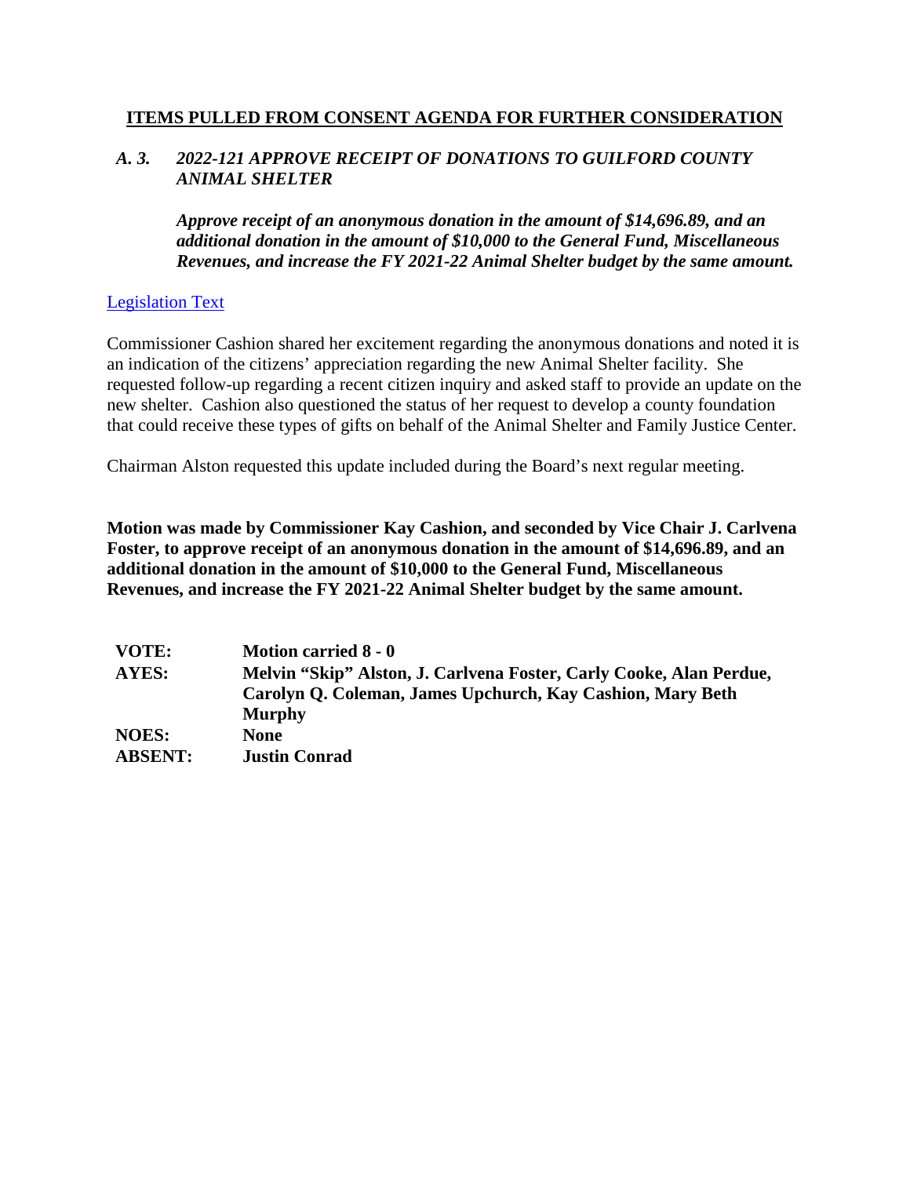## ITEMS PULLED FROM CONSENT AGENDA FOR FURTHER CONSIDERATION

***A. 3. 2022-121 APPROVE RECEIPT OF DONATIONS TO GUILFORD COUNTY ANIMAL SHELTER***

***Approve receipt of an anonymous donation in the amount of $14,696.89, and an additional donation in the amount of $10,000 to the General Fund, Miscellaneous Revenues, and increase the FY 2021-22 Animal Shelter budget by the same amount.***

Legislation Text

Commissioner Cashion shared her excitement regarding the anonymous donations and noted it is an indication of the citizens' appreciation regarding the new Animal Shelter facility. She requested follow-up regarding a recent citizen inquiry and asked staff to provide an update on the new shelter. Cashion also questioned the status of her request to develop a county foundation that could receive these types of gifts on behalf of the Animal Shelter and Family Justice Center.

Chairman Alston requested this update included during the Board's next regular meeting.

**Motion was made by Commissioner Kay Cashion, and seconded by Vice Chair J. Carlvena Foster, to approve receipt of an anonymous donation in the amount of $14,696.89, and an additional donation in the amount of $10,000 to the General Fund, Miscellaneous Revenues, and increase the FY 2021-22 Animal Shelter budget by the same amount.**

| | |
|---|---|
| **VOTE:** | **Motion carried 8 - 0** |
| **AYES:** | **Melvin "Skip" Alston, J. Carlvena Foster, Carly Cooke, Alan Perdue, Carolyn Q. Coleman, James Upchurch, Kay Cashion, Mary Beth Murphy** |
| **NOES:** | **None** |
| **ABSENT:** | **Justin Conrad** |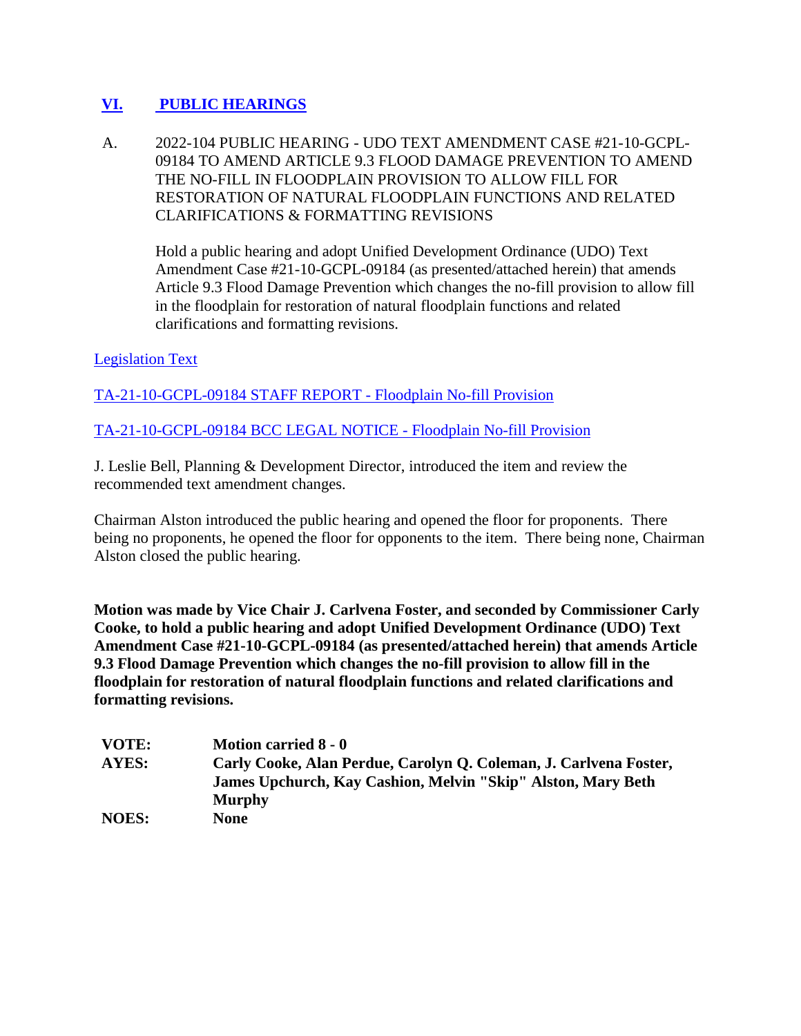## VI. PUBLIC HEARINGS

A. 2022-104 PUBLIC HEARING - UDO TEXT AMENDMENT CASE #21-10-GCPL-09184 TO AMEND ARTICLE 9.3 FLOOD DAMAGE PREVENTION TO AMEND THE NO-FILL IN FLOODPLAIN PROVISION TO ALLOW FILL FOR RESTORATION OF NATURAL FLOODPLAIN FUNCTIONS AND RELATED CLARIFICATIONS & FORMATTING REVISIONS

Hold a public hearing and adopt Unified Development Ordinance (UDO) Text Amendment Case #21-10-GCPL-09184 (as presented/attached herein) that amends Article 9.3 Flood Damage Prevention which changes the no-fill provision to allow fill in the floodplain for restoration of natural floodplain functions and related clarifications and formatting revisions.

Legislation Text

TA-21-10-GCPL-09184 STAFF REPORT - Floodplain No-fill Provision

TA-21-10-GCPL-09184 BCC LEGAL NOTICE - Floodplain No-fill Provision

J. Leslie Bell, Planning & Development Director, introduced the item and review the recommended text amendment changes.

Chairman Alston introduced the public hearing and opened the floor for proponents. There being no proponents, he opened the floor for opponents to the item. There being none, Chairman Alston closed the public hearing.

**Motion was made by Vice Chair J. Carlvena Foster, and seconded by Commissioner Carly Cooke, to hold a public hearing and adopt Unified Development Ordinance (UDO) Text Amendment Case #21-10-GCPL-09184 (as presented/attached herein) that amends Article 9.3 Flood Damage Prevention which changes the no-fill provision to allow fill in the floodplain for restoration of natural floodplain functions and related clarifications and formatting revisions.**

| | |
|---|---|
| **VOTE:** | **Motion carried 8 - 0** |
| **AYES:** | **Carly Cooke, Alan Perdue, Carolyn Q. Coleman, J. Carlvena Foster, James Upchurch, Kay Cashion, Melvin "Skip" Alston, Mary Beth Murphy** |
| **NOES:** | **None** |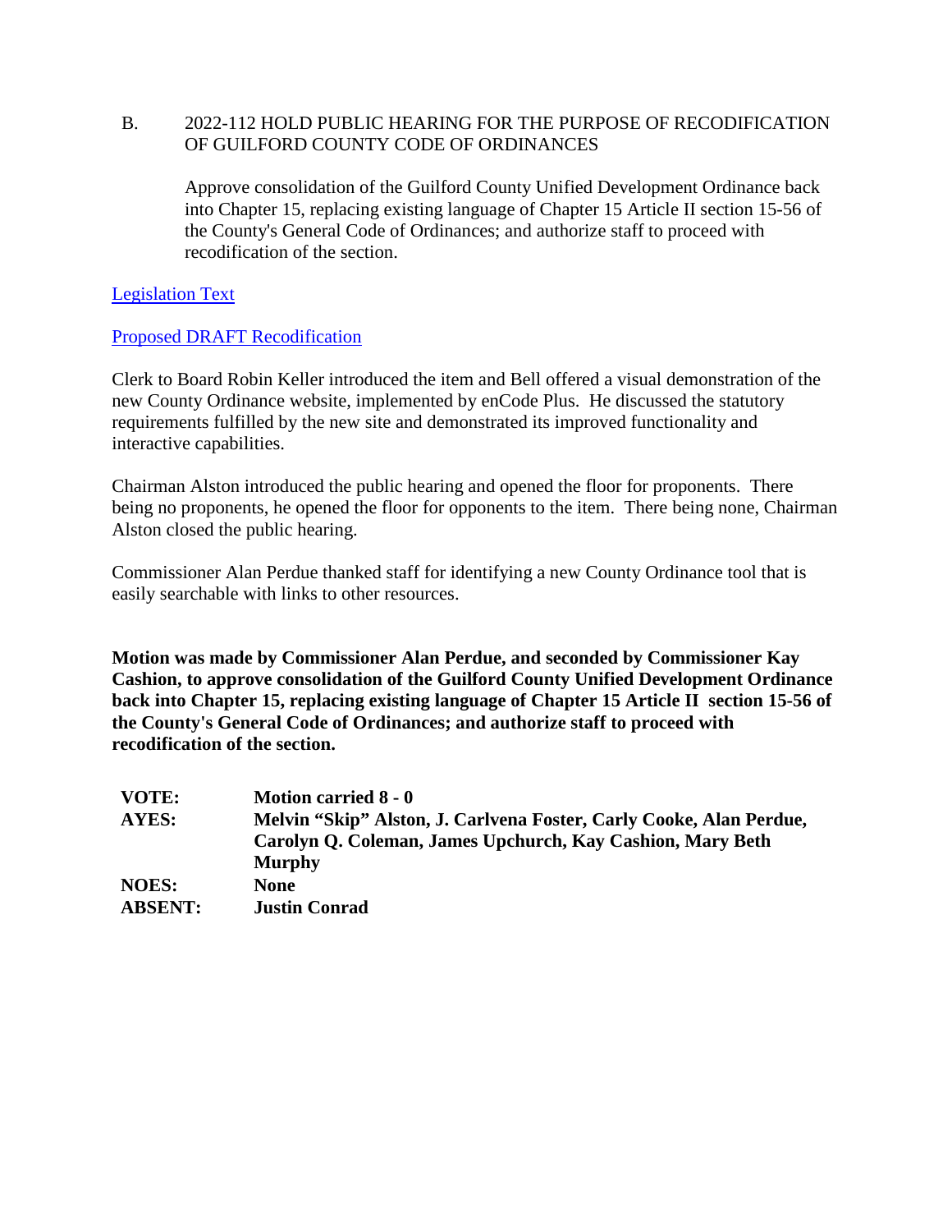B. 2022-112 HOLD PUBLIC HEARING FOR THE PURPOSE OF RECODIFICATION OF GUILFORD COUNTY CODE OF ORDINANCES

Approve consolidation of the Guilford County Unified Development Ordinance back into Chapter 15, replacing existing language of Chapter 15 Article II section 15-56 of the County's General Code of Ordinances; and authorize staff to proceed with recodification of the section.

Legislation Text

Proposed DRAFT Recodification

Clerk to Board Robin Keller introduced the item and Bell offered a visual demonstration of the new County Ordinance website, implemented by enCode Plus. He discussed the statutory requirements fulfilled by the new site and demonstrated its improved functionality and interactive capabilities.

Chairman Alston introduced the public hearing and opened the floor for proponents. There being no proponents, he opened the floor for opponents to the item. There being none, Chairman Alston closed the public hearing.

Commissioner Alan Perdue thanked staff for identifying a new County Ordinance tool that is easily searchable with links to other resources.

**Motion was made by Commissioner Alan Perdue, and seconded by Commissioner Kay Cashion, to approve consolidation of the Guilford County Unified Development Ordinance back into Chapter 15, replacing existing language of Chapter 15 Article II section 15-56 of the County's General Code of Ordinances; and authorize staff to proceed with recodification of the section.**

| | |
|---|---|
| **VOTE:** | **Motion carried 8 - 0** |
| **AYES:** | **Melvin "Skip" Alston, J. Carlvena Foster, Carly Cooke, Alan Perdue, Carolyn Q. Coleman, James Upchurch, Kay Cashion, Mary Beth Murphy** |
| **NOES:** | **None** |
| **ABSENT:** | **Justin Conrad** |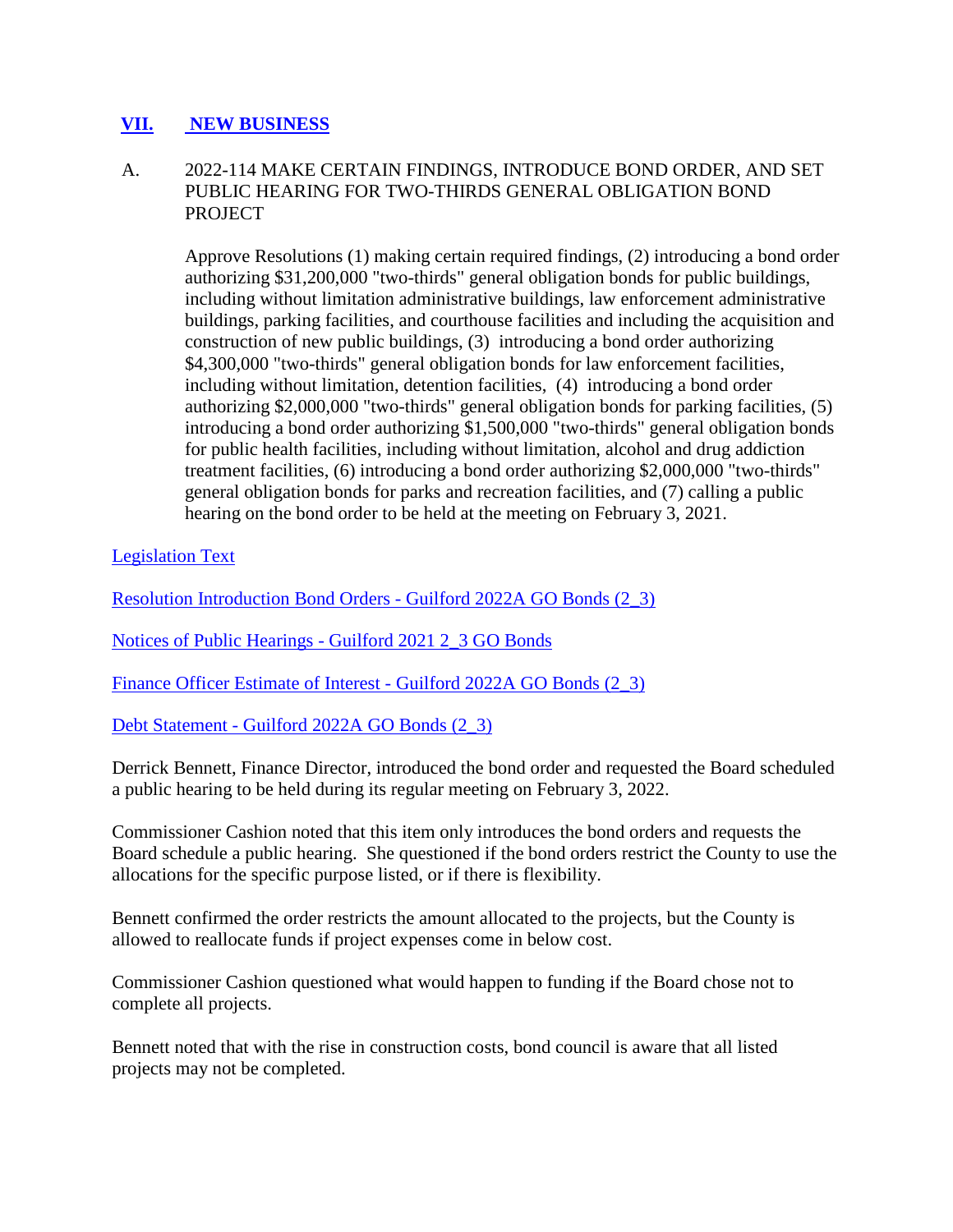## VII. NEW BUSINESS

A. 2022-114 MAKE CERTAIN FINDINGS, INTRODUCE BOND ORDER, AND SET PUBLIC HEARING FOR TWO-THIRDS GENERAL OBLIGATION BOND PROJECT

Approve Resolutions (1) making certain required findings, (2) introducing a bond order authorizing $31,200,000 "two-thirds" general obligation bonds for public buildings, including without limitation administrative buildings, law enforcement administrative buildings, parking facilities, and courthouse facilities and including the acquisition and construction of new public buildings, (3) introducing a bond order authorizing $4,300,000 "two-thirds" general obligation bonds for law enforcement facilities, including without limitation, detention facilities, (4) introducing a bond order authorizing $2,000,000 "two-thirds" general obligation bonds for parking facilities, (5) introducing a bond order authorizing $1,500,000 "two-thirds" general obligation bonds for public health facilities, including without limitation, alcohol and drug addiction treatment facilities, (6) introducing a bond order authorizing $2,000,000 "two-thirds" general obligation bonds for parks and recreation facilities, and (7) calling a public hearing on the bond order to be held at the meeting on February 3, 2021.

Legislation Text

Resolution Introduction Bond Orders - Guilford 2022A GO Bonds (2_3)

Notices of Public Hearings - Guilford 2021 2_3 GO Bonds

Finance Officer Estimate of Interest - Guilford 2022A GO Bonds (2_3)

Debt Statement - Guilford 2022A GO Bonds (2_3)

Derrick Bennett, Finance Director, introduced the bond order and requested the Board scheduled a public hearing to be held during its regular meeting on February 3, 2022.

Commissioner Cashion noted that this item only introduces the bond orders and requests the Board schedule a public hearing. She questioned if the bond orders restrict the County to use the allocations for the specific purpose listed, or if there is flexibility.

Bennett confirmed the order restricts the amount allocated to the projects, but the County is allowed to reallocate funds if project expenses come in below cost.

Commissioner Cashion questioned what would happen to funding if the Board chose not to complete all projects.

Bennett noted that with the rise in construction costs, bond council is aware that all listed projects may not be completed.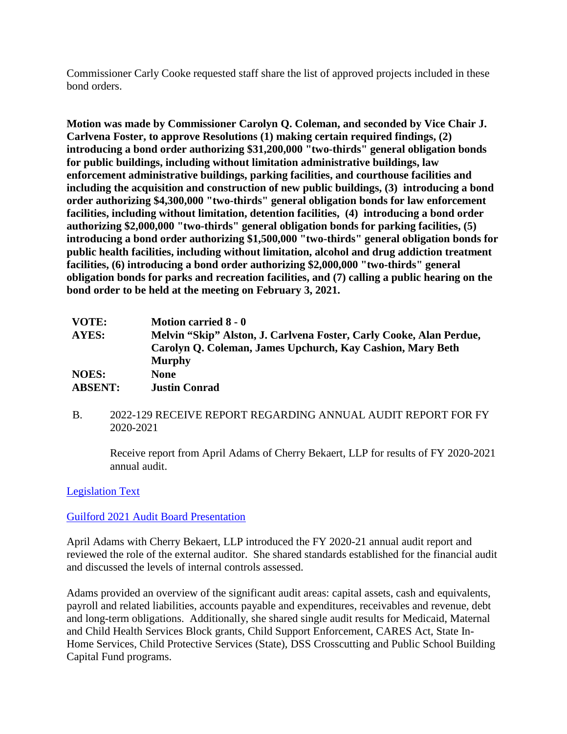Commissioner Carly Cooke requested staff share the list of approved projects included in these bond orders.

**Motion was made by Commissioner Carolyn Q. Coleman, and seconded by Vice Chair J. Carlvena Foster, to approve Resolutions (1) making certain required findings, (2) introducing a bond order authorizing $31,200,000 "two-thirds" general obligation bonds for public buildings, including without limitation administrative buildings, law enforcement administrative buildings, parking facilities, and courthouse facilities and including the acquisition and construction of new public buildings, (3) introducing a bond order authorizing $4,300,000 "two-thirds" general obligation bonds for law enforcement facilities, including without limitation, detention facilities, (4) introducing a bond order authorizing $2,000,000 "two-thirds" general obligation bonds for parking facilities, (5) introducing a bond order authorizing $1,500,000 "two-thirds" general obligation bonds for public health facilities, including without limitation, alcohol and drug addiction treatment facilities, (6) introducing a bond order authorizing $2,000,000 "two-thirds" general obligation bonds for parks and recreation facilities, and (7) calling a public hearing on the bond order to be held at the meeting on February 3, 2021.**

| | |
|---|---|
| **VOTE:** | **Motion carried 8 - 0** |
| **AYES:** | **Melvin "Skip" Alston, J. Carlvena Foster, Carly Cooke, Alan Perdue, Carolyn Q. Coleman, James Upchurch, Kay Cashion, Mary Beth Murphy** |
| **NOES:** | **None** |
| **ABSENT:** | **Justin Conrad** |

B. 2022-129 RECEIVE REPORT REGARDING ANNUAL AUDIT REPORT FOR FY 2020-2021

Receive report from April Adams of Cherry Bekaert, LLP for results of FY 2020-2021 annual audit.

Legislation Text

Guilford 2021 Audit Board Presentation

April Adams with Cherry Bekaert, LLP introduced the FY 2020-21 annual audit report and reviewed the role of the external auditor. She shared standards established for the financial audit and discussed the levels of internal controls assessed.

Adams provided an overview of the significant audit areas: capital assets, cash and equivalents, payroll and related liabilities, accounts payable and expenditures, receivables and revenue, debt and long-term obligations. Additionally, she shared single audit results for Medicaid, Maternal and Child Health Services Block grants, Child Support Enforcement, CARES Act, State In-Home Services, Child Protective Services (State), DSS Crosscutting and Public School Building Capital Fund programs.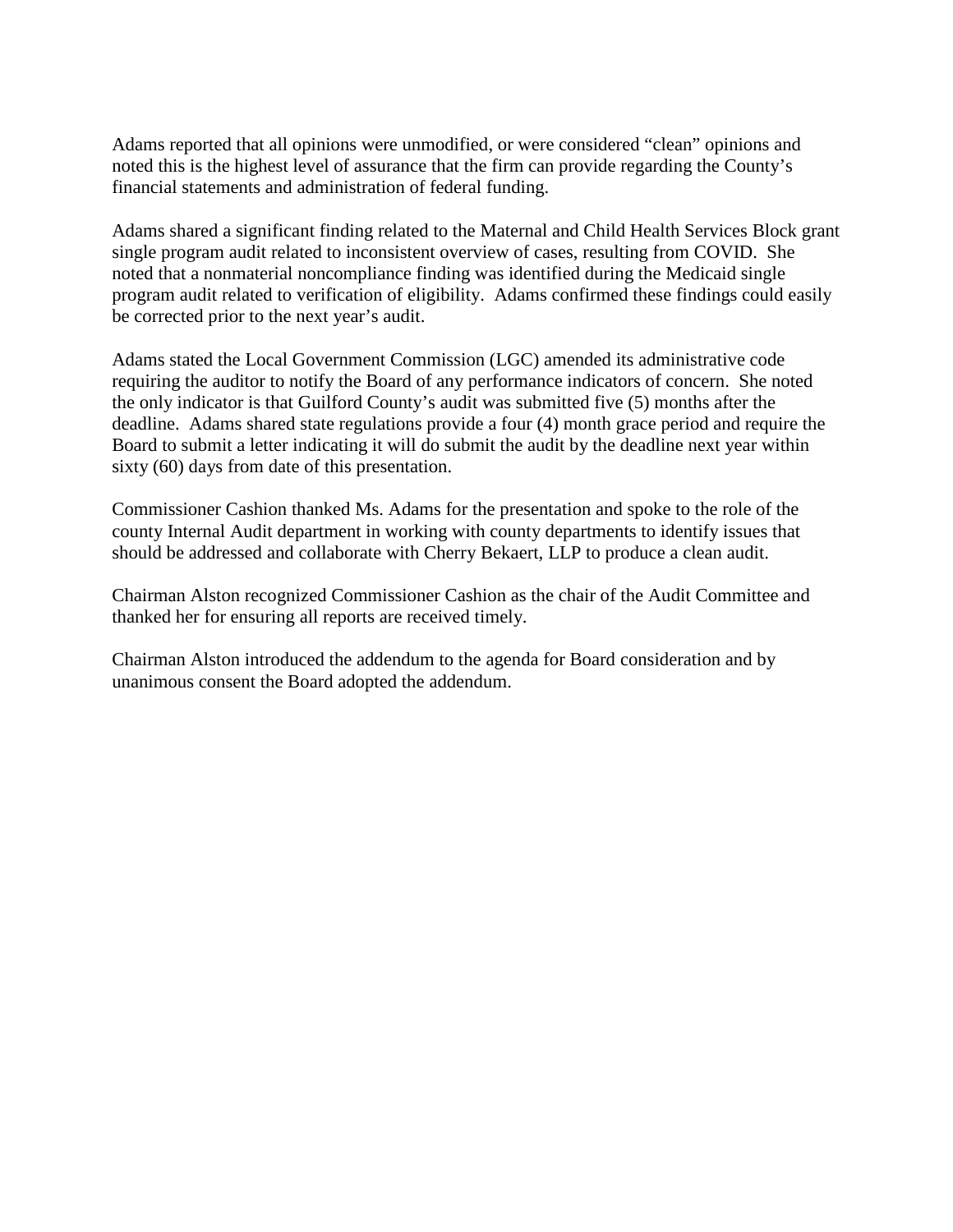Adams reported that all opinions were unmodified, or were considered "clean" opinions and noted this is the highest level of assurance that the firm can provide regarding the County's financial statements and administration of federal funding.

Adams shared a significant finding related to the Maternal and Child Health Services Block grant single program audit related to inconsistent overview of cases, resulting from COVID. She noted that a nonmaterial noncompliance finding was identified during the Medicaid single program audit related to verification of eligibility. Adams confirmed these findings could easily be corrected prior to the next year's audit.

Adams stated the Local Government Commission (LGC) amended its administrative code requiring the auditor to notify the Board of any performance indicators of concern. She noted the only indicator is that Guilford County's audit was submitted five (5) months after the deadline. Adams shared state regulations provide a four (4) month grace period and require the Board to submit a letter indicating it will do submit the audit by the deadline next year within sixty (60) days from date of this presentation.

Commissioner Cashion thanked Ms. Adams for the presentation and spoke to the role of the county Internal Audit department in working with county departments to identify issues that should be addressed and collaborate with Cherry Bekaert, LLP to produce a clean audit.

Chairman Alston recognized Commissioner Cashion as the chair of the Audit Committee and thanked her for ensuring all reports are received timely.

Chairman Alston introduced the addendum to the agenda for Board consideration and by unanimous consent the Board adopted the addendum.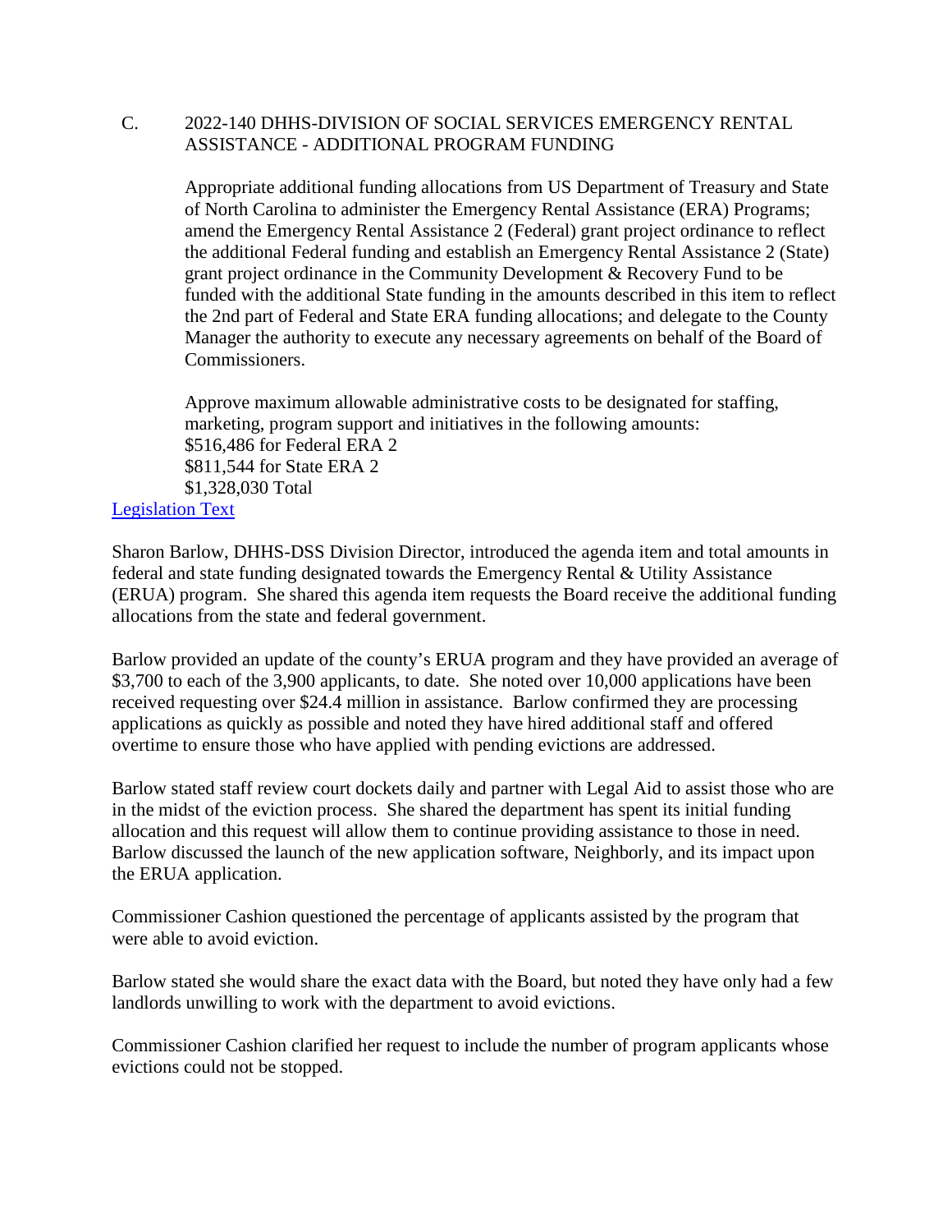C. 2022-140 DHHS-DIVISION OF SOCIAL SERVICES EMERGENCY RENTAL ASSISTANCE - ADDITIONAL PROGRAM FUNDING

Appropriate additional funding allocations from US Department of Treasury and State of North Carolina to administer the Emergency Rental Assistance (ERA) Programs; amend the Emergency Rental Assistance 2 (Federal) grant project ordinance to reflect the additional Federal funding and establish an Emergency Rental Assistance 2 (State) grant project ordinance in the Community Development & Recovery Fund to be funded with the additional State funding in the amounts described in this item to reflect the 2nd part of Federal and State ERA funding allocations; and delegate to the County Manager the authority to execute any necessary agreements on behalf of the Board of Commissioners.

Approve maximum allowable administrative costs to be designated for staffing, marketing, program support and initiatives in the following amounts:
$516,486 for Federal ERA 2
$811,544 for State ERA 2
$1,328,030 Total

Legislation Text

Sharon Barlow, DHHS-DSS Division Director, introduced the agenda item and total amounts in federal and state funding designated towards the Emergency Rental & Utility Assistance (ERUA) program. She shared this agenda item requests the Board receive the additional funding allocations from the state and federal government.

Barlow provided an update of the county's ERUA program and they have provided an average of $3,700 to each of the 3,900 applicants, to date. She noted over 10,000 applications have been received requesting over $24.4 million in assistance. Barlow confirmed they are processing applications as quickly as possible and noted they have hired additional staff and offered overtime to ensure those who have applied with pending evictions are addressed.

Barlow stated staff review court dockets daily and partner with Legal Aid to assist those who are in the midst of the eviction process. She shared the department has spent its initial funding allocation and this request will allow them to continue providing assistance to those in need. Barlow discussed the launch of the new application software, Neighborly, and its impact upon the ERUA application.

Commissioner Cashion questioned the percentage of applicants assisted by the program that were able to avoid eviction.

Barlow stated she would share the exact data with the Board, but noted they have only had a few landlords unwilling to work with the department to avoid evictions.

Commissioner Cashion clarified her request to include the number of program applicants whose evictions could not be stopped.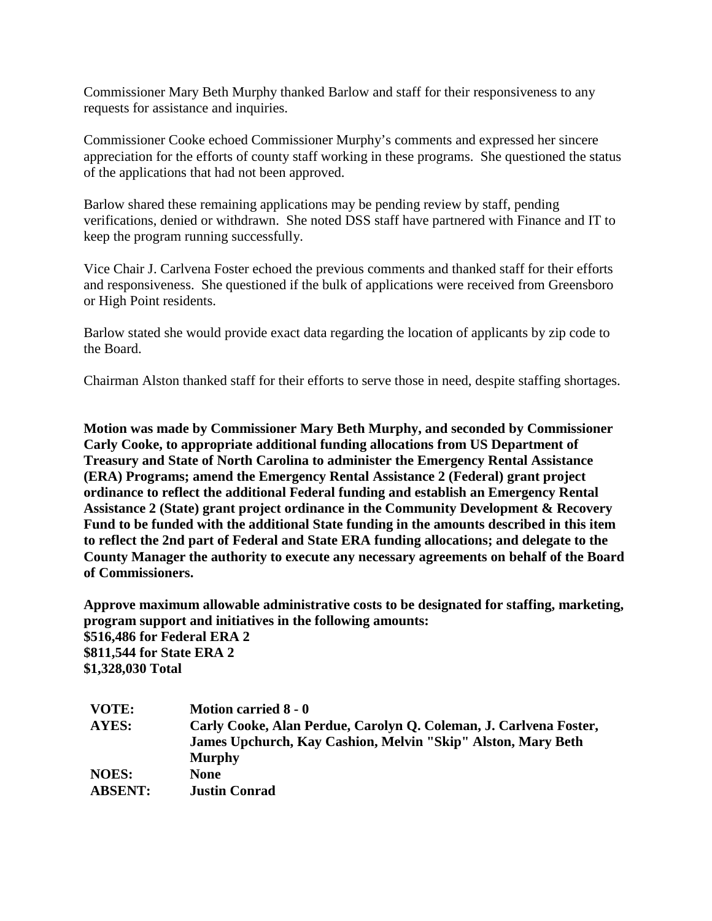Commissioner Mary Beth Murphy thanked Barlow and staff for their responsiveness to any requests for assistance and inquiries.

Commissioner Cooke echoed Commissioner Murphy's comments and expressed her sincere appreciation for the efforts of county staff working in these programs. She questioned the status of the applications that had not been approved.

Barlow shared these remaining applications may be pending review by staff, pending verifications, denied or withdrawn. She noted DSS staff have partnered with Finance and IT to keep the program running successfully.

Vice Chair J. Carlvena Foster echoed the previous comments and thanked staff for their efforts and responsiveness. She questioned if the bulk of applications were received from Greensboro or High Point residents.

Barlow stated she would provide exact data regarding the location of applicants by zip code to the Board.

Chairman Alston thanked staff for their efforts to serve those in need, despite staffing shortages.

**Motion was made by Commissioner Mary Beth Murphy, and seconded by Commissioner Carly Cooke, to appropriate additional funding allocations from US Department of Treasury and State of North Carolina to administer the Emergency Rental Assistance (ERA) Programs; amend the Emergency Rental Assistance 2 (Federal) grant project ordinance to reflect the additional Federal funding and establish an Emergency Rental Assistance 2 (State) grant project ordinance in the Community Development & Recovery Fund to be funded with the additional State funding in the amounts described in this item to reflect the 2nd part of Federal and State ERA funding allocations; and delegate to the County Manager the authority to execute any necessary agreements on behalf of the Board of Commissioners.**

**Approve maximum allowable administrative costs to be designated for staffing, marketing, program support and initiatives in the following amounts:**
**$516,486 for Federal ERA 2**
**$811,544 for State ERA 2**
**$1,328,030 Total**

| | |
|---|---|
| **VOTE:** | **Motion carried 8 - 0** |
| **AYES:** | **Carly Cooke, Alan Perdue, Carolyn Q. Coleman, J. Carlvena Foster, James Upchurch, Kay Cashion, Melvin "Skip" Alston, Mary Beth Murphy** |
| **NOES:** | **None** |
| **ABSENT:** | **Justin Conrad** |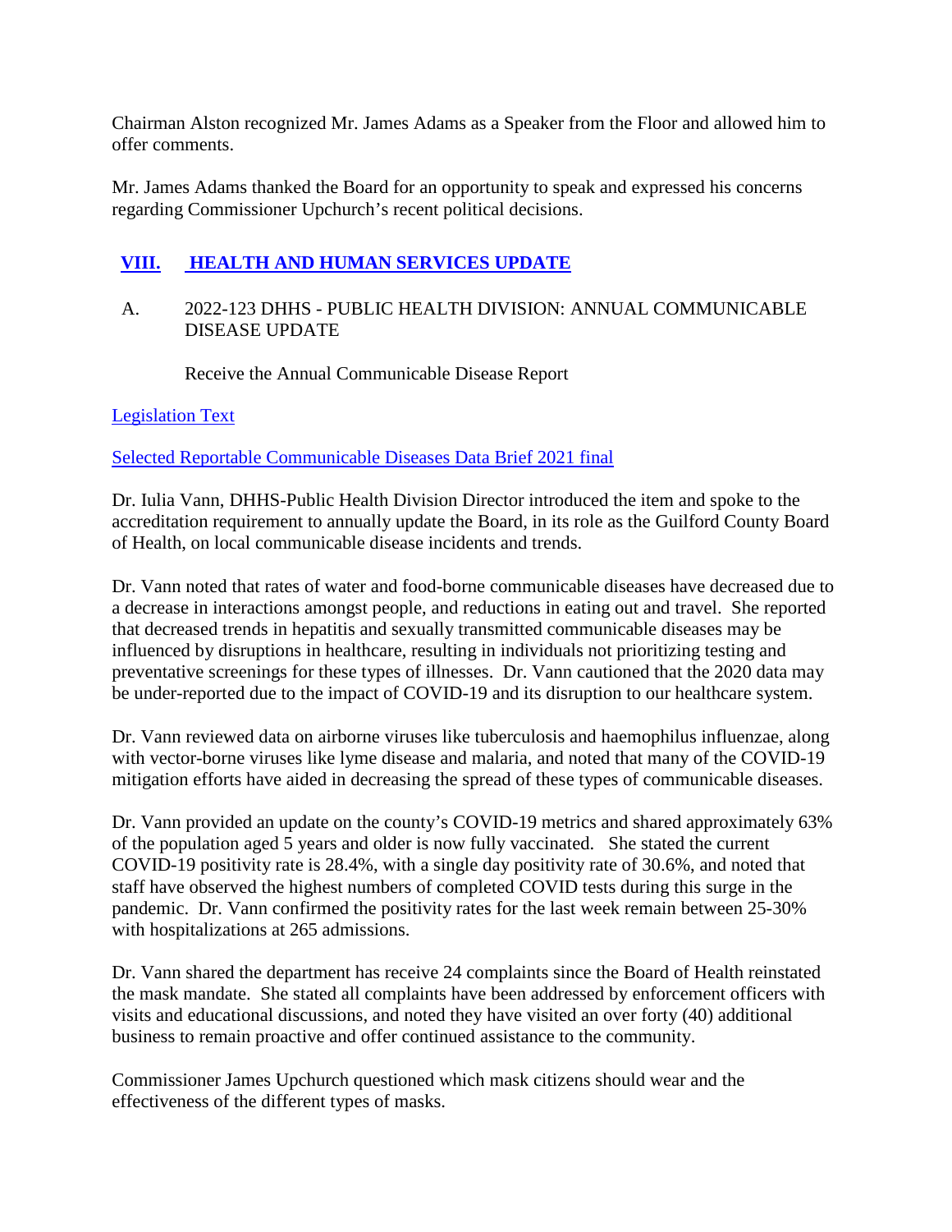Chairman Alston recognized Mr. James Adams as a Speaker from the Floor and allowed him to offer comments.

Mr. James Adams thanked the Board for an opportunity to speak and expressed his concerns regarding Commissioner Upchurch's recent political decisions.

## VIII. HEALTH AND HUMAN SERVICES UPDATE

A. 2022-123 DHHS - PUBLIC HEALTH DIVISION: ANNUAL COMMUNICABLE DISEASE UPDATE

Receive the Annual Communicable Disease Report

Legislation Text

Selected Reportable Communicable Diseases Data Brief 2021 final

Dr. Iulia Vann, DHHS-Public Health Division Director introduced the item and spoke to the accreditation requirement to annually update the Board, in its role as the Guilford County Board of Health, on local communicable disease incidents and trends.

Dr. Vann noted that rates of water and food-borne communicable diseases have decreased due to a decrease in interactions amongst people, and reductions in eating out and travel. She reported that decreased trends in hepatitis and sexually transmitted communicable diseases may be influenced by disruptions in healthcare, resulting in individuals not prioritizing testing and preventative screenings for these types of illnesses. Dr. Vann cautioned that the 2020 data may be under-reported due to the impact of COVID-19 and its disruption to our healthcare system.

Dr. Vann reviewed data on airborne viruses like tuberculosis and haemophilus influenzae, along with vector-borne viruses like lyme disease and malaria, and noted that many of the COVID-19 mitigation efforts have aided in decreasing the spread of these types of communicable diseases.

Dr. Vann provided an update on the county's COVID-19 metrics and shared approximately 63% of the population aged 5 years and older is now fully vaccinated. She stated the current COVID-19 positivity rate is 28.4%, with a single day positivity rate of 30.6%, and noted that staff have observed the highest numbers of completed COVID tests during this surge in the pandemic. Dr. Vann confirmed the positivity rates for the last week remain between 25-30% with hospitalizations at 265 admissions.

Dr. Vann shared the department has receive 24 complaints since the Board of Health reinstated the mask mandate. She stated all complaints have been addressed by enforcement officers with visits and educational discussions, and noted they have visited an over forty (40) additional business to remain proactive and offer continued assistance to the community.

Commissioner James Upchurch questioned which mask citizens should wear and the effectiveness of the different types of masks.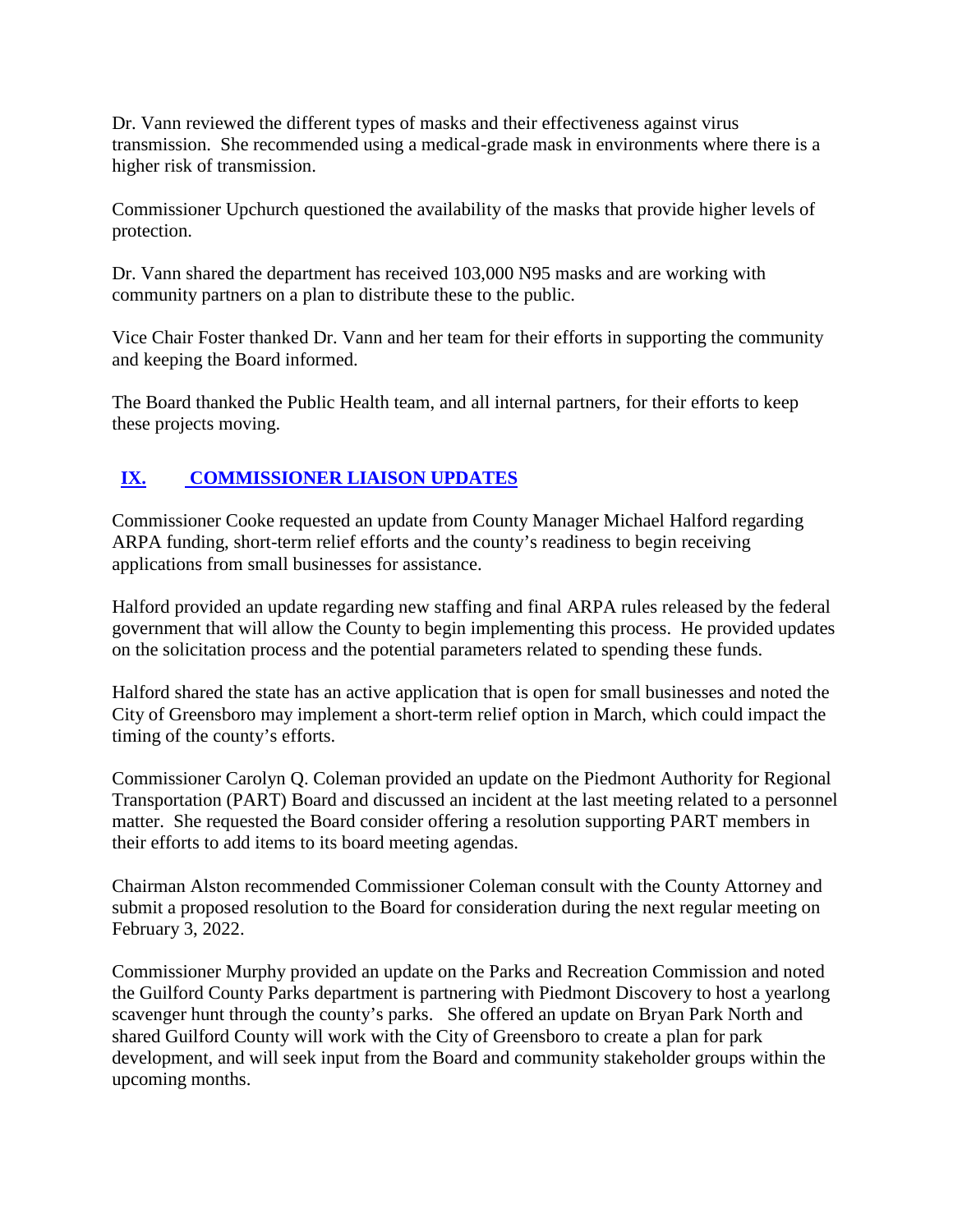Dr. Vann reviewed the different types of masks and their effectiveness against virus transmission. She recommended using a medical-grade mask in environments where there is a higher risk of transmission.

Commissioner Upchurch questioned the availability of the masks that provide higher levels of protection.

Dr. Vann shared the department has received 103,000 N95 masks and are working with community partners on a plan to distribute these to the public.

Vice Chair Foster thanked Dr. Vann and her team for their efforts in supporting the community and keeping the Board informed.

The Board thanked the Public Health team, and all internal partners, for their efforts to keep these projects moving.

## IX. COMMISSIONER LIAISON UPDATES

Commissioner Cooke requested an update from County Manager Michael Halford regarding ARPA funding, short-term relief efforts and the county's readiness to begin receiving applications from small businesses for assistance.

Halford provided an update regarding new staffing and final ARPA rules released by the federal government that will allow the County to begin implementing this process. He provided updates on the solicitation process and the potential parameters related to spending these funds.

Halford shared the state has an active application that is open for small businesses and noted the City of Greensboro may implement a short-term relief option in March, which could impact the timing of the county's efforts.

Commissioner Carolyn Q. Coleman provided an update on the Piedmont Authority for Regional Transportation (PART) Board and discussed an incident at the last meeting related to a personnel matter. She requested the Board consider offering a resolution supporting PART members in their efforts to add items to its board meeting agendas.

Chairman Alston recommended Commissioner Coleman consult with the County Attorney and submit a proposed resolution to the Board for consideration during the next regular meeting on February 3, 2022.

Commissioner Murphy provided an update on the Parks and Recreation Commission and noted the Guilford County Parks department is partnering with Piedmont Discovery to host a yearlong scavenger hunt through the county's parks. She offered an update on Bryan Park North and shared Guilford County will work with the City of Greensboro to create a plan for park development, and will seek input from the Board and community stakeholder groups within the upcoming months.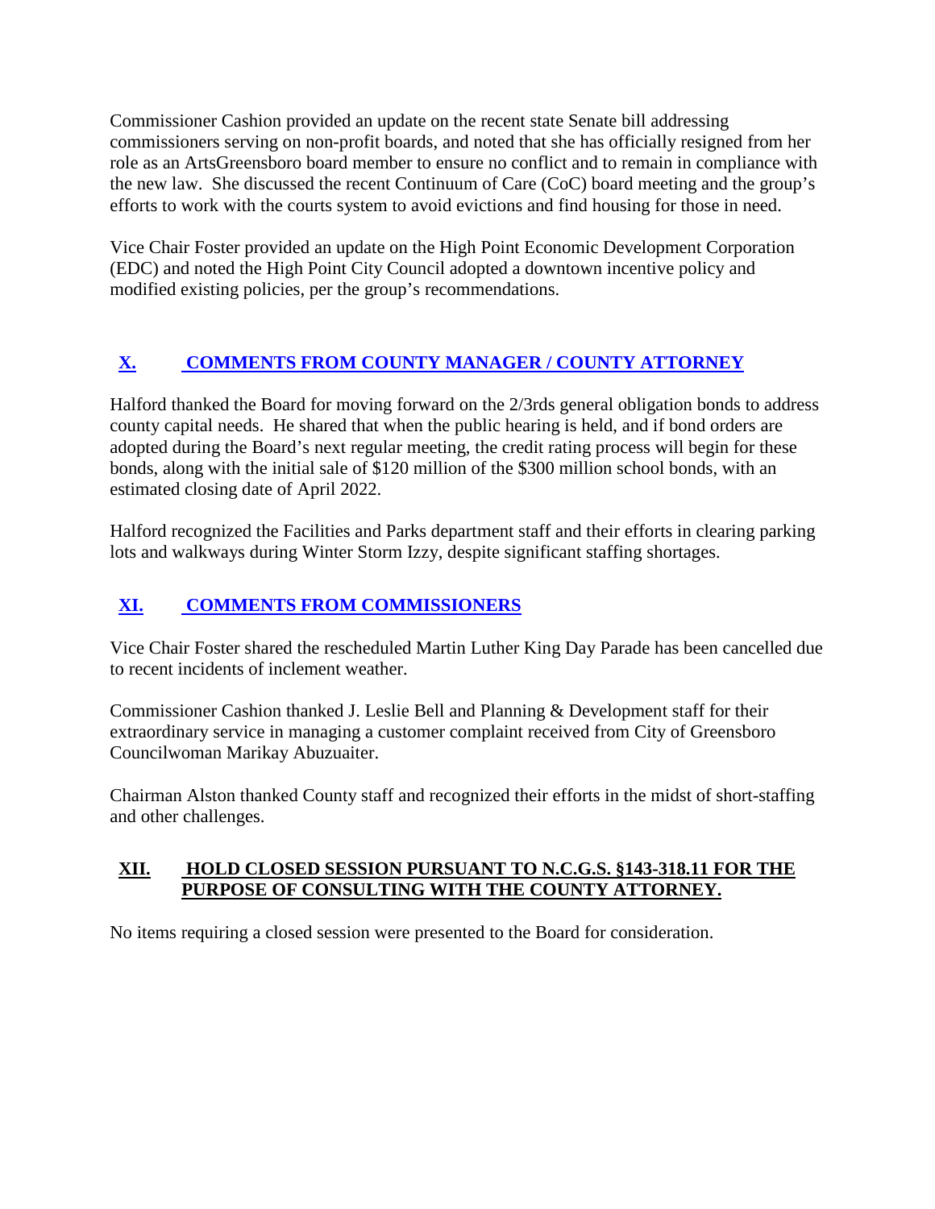Commissioner Cashion provided an update on the recent state Senate bill addressing commissioners serving on non-profit boards, and noted that she has officially resigned from her role as an ArtsGreensboro board member to ensure no conflict and to remain in compliance with the new law. She discussed the recent Continuum of Care (CoC) board meeting and the group's efforts to work with the courts system to avoid evictions and find housing for those in need.

Vice Chair Foster provided an update on the High Point Economic Development Corporation (EDC) and noted the High Point City Council adopted a downtown incentive policy and modified existing policies, per the group's recommendations.

## X. COMMENTS FROM COUNTY MANAGER / COUNTY ATTORNEY

Halford thanked the Board for moving forward on the 2/3rds general obligation bonds to address county capital needs. He shared that when the public hearing is held, and if bond orders are adopted during the Board's next regular meeting, the credit rating process will begin for these bonds, along with the initial sale of $120 million of the $300 million school bonds, with an estimated closing date of April 2022.

Halford recognized the Facilities and Parks department staff and their efforts in clearing parking lots and walkways during Winter Storm Izzy, despite significant staffing shortages.

## XI. COMMENTS FROM COMMISSIONERS

Vice Chair Foster shared the rescheduled Martin Luther King Day Parade has been cancelled due to recent incidents of inclement weather.

Commissioner Cashion thanked J. Leslie Bell and Planning & Development staff for their extraordinary service in managing a customer complaint received from City of Greensboro Councilwoman Marikay Abuzuaiter.

Chairman Alston thanked County staff and recognized their efforts in the midst of short-staffing and other challenges.

## XII. HOLD CLOSED SESSION PURSUANT TO N.C.G.S. §143-318.11 FOR THE PURPOSE OF CONSULTING WITH THE COUNTY ATTORNEY.

No items requiring a closed session were presented to the Board for consideration.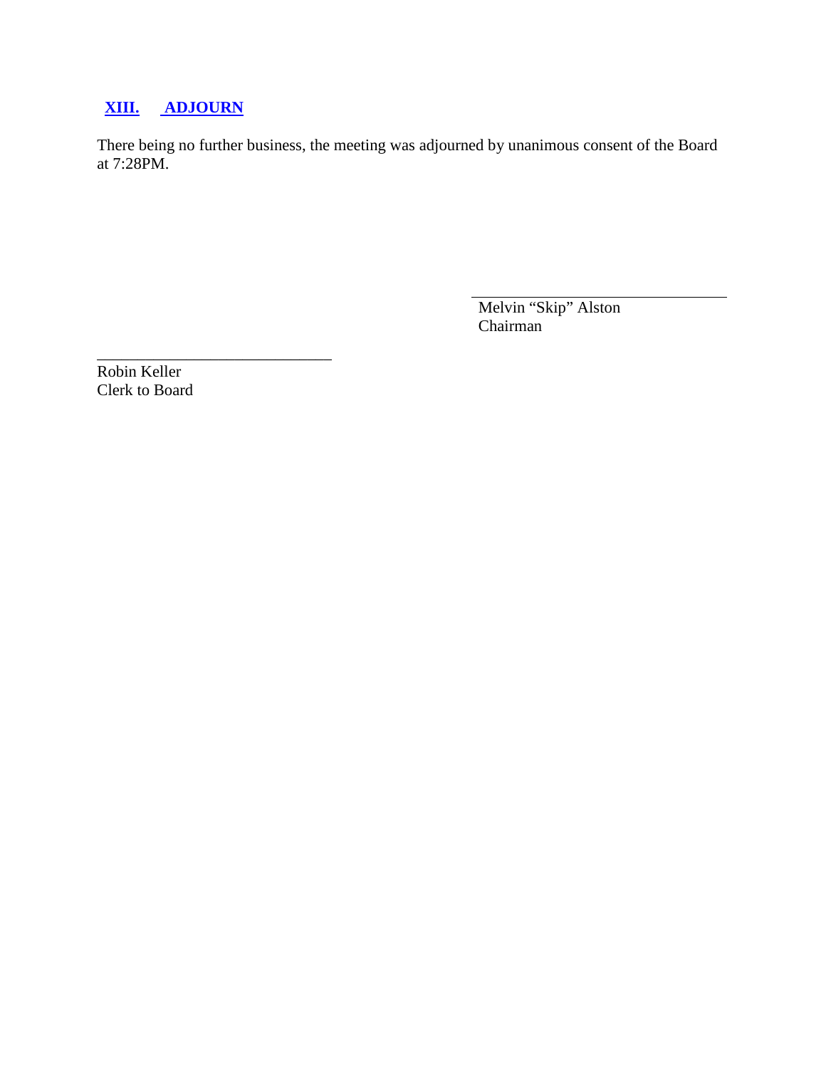## XIII. ADJOURN

There being no further business, the meeting was adjourned by unanimous consent of the Board at 7:28PM.

\_\_\_\_\_\_\_\_\_\_\_\_\_\_\_\_\_\_\_\_\_\_\_\_\_\_\_\_\_\_
Melvin "Skip" Alston
Chairman

\_\_\_\_\_\_\_\_\_\_\_\_\_\_\_\_\_\_\_\_\_\_\_\_\_\_\_\_\_\_
Robin Keller
Clerk to Board